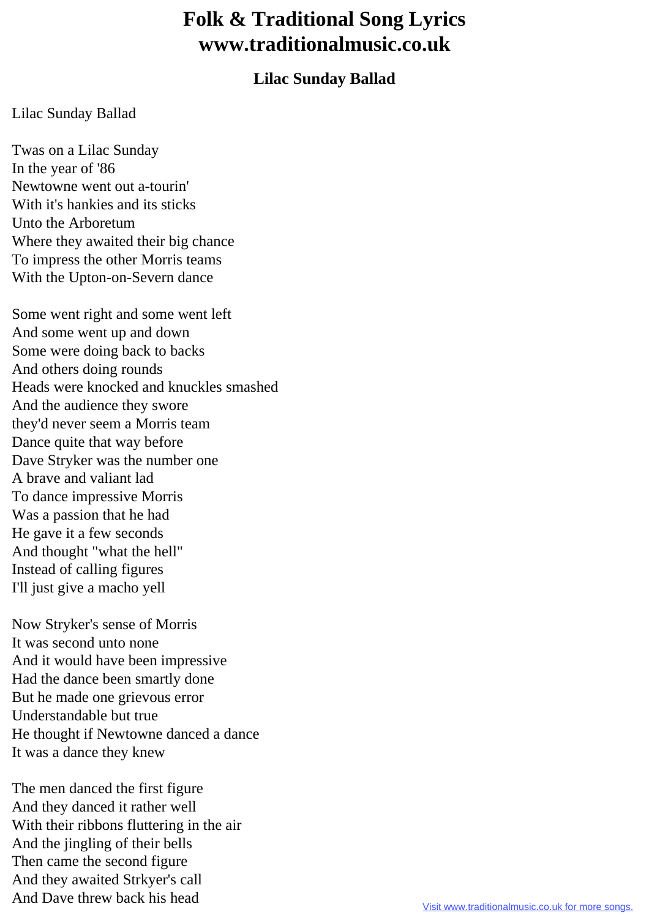# Folk & Traditional Song Lyrics www.traditionalmusic.co.uk

## Lilac Sunday Ballad

Lilac Sunday Ballad

Twas on a Lilac Sunday
In the year of '86
Newtowne went out a-tourin'
With it's hankies and its sticks
Unto the Arboretum
Where they awaited their big chance
To impress the other Morris teams
With the Upton-on-Severn dance

Some went right and some went left
And some went up and down
Some were doing back to backs
And others doing rounds
Heads were knocked and knuckles smashed
And the audience they swore
they'd never seem a Morris team
Dance quite that way before
Dave Stryker was the number one
A brave and valiant lad
To dance impressive Morris
Was a passion that he had
He gave it a few seconds
And thought "what the hell"
Instead of calling figures
I'll just give a macho yell

Now Stryker's sense of Morris
It was second unto none
And it would have been impressive
Had the dance been smartly done
But he made one grievous error
Understandable but true
He thought if Newtowne danced a dance
It was a dance they knew

The men danced the first figure
And they danced it rather well
With their ribbons fluttering in the air
And the jingling of their bells
Then came the second figure
And they awaited Strkyer's call
And Dave threw back his head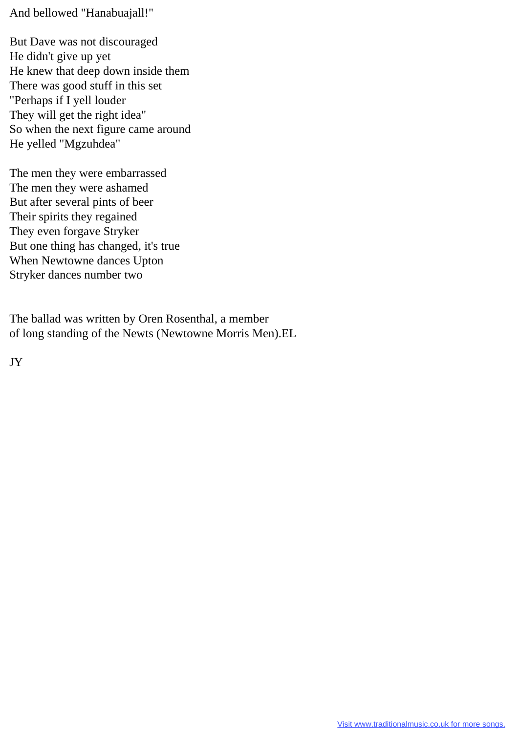And bellowed "Hanabuajall!"

But Dave was not discouraged
He didn't give up yet
He knew that deep down inside them
There was good stuff in this set
"Perhaps if I yell louder
They will get the right idea"
So when the next figure came around
He yelled "Mgzuhdea"

The men they were embarrassed
The men they were ashamed
But after several pints of beer
Their spirits they regained
They even forgave Stryker
But one thing has changed, it's true
When Newtowne dances Upton
Stryker dances number two

The ballad was written by Oren Rosenthal, a member
of long standing of the Newts (Newtowne Morris Men).EL

JY